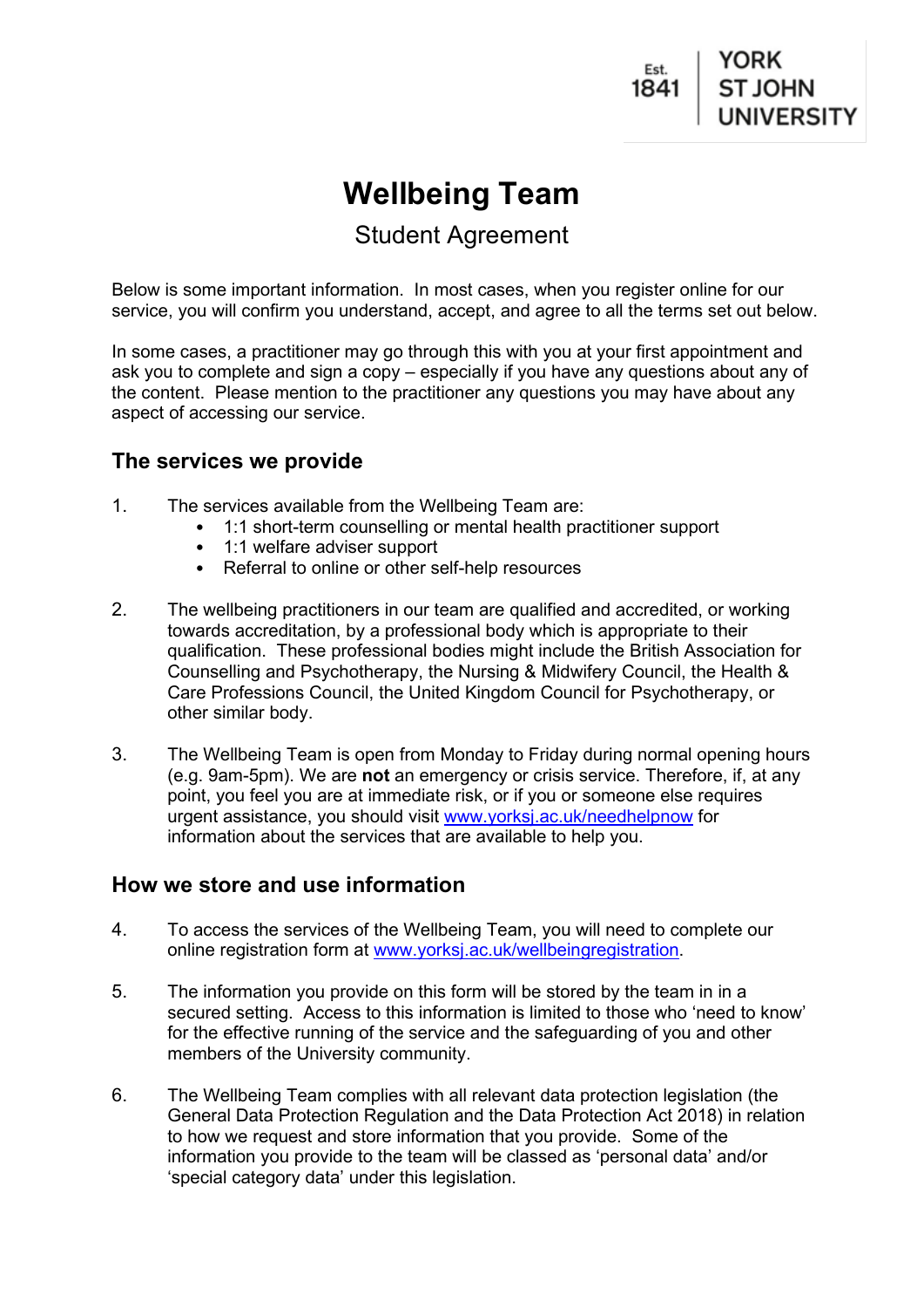Est. 1841 | YORK ST JOHN UNIVERSITY

# Wellbeing Team

## Student Agreement

Below is some important information. In most cases, when you register online for our service, you will confirm you understand, accept, and agree to all the terms set out below.

In some cases, a practitioner may go through this with you at your first appointment and ask you to complete and sign a copy – especially if you have any questions about any of the content. Please mention to the practitioner any questions you may have about any aspect of accessing our service.

### The services we provide

1. The services available from the Wellbeing Team are:
   - 1:1 short-term counselling or mental health practitioner support
   - 1:1 welfare adviser support
   - Referral to online or other self-help resources

2. The wellbeing practitioners in our team are qualified and accredited, or working towards accreditation, by a professional body which is appropriate to their qualification. These professional bodies might include the British Association for Counselling and Psychotherapy, the Nursing & Midwifery Council, the Health & Care Professions Council, the United Kingdom Council for Psychotherapy, or other similar body.

3. The Wellbeing Team is open from Monday to Friday during normal opening hours (e.g. 9am-5pm). We are **not** an emergency or crisis service. Therefore, if, at any point, you feel you are at immediate risk, or if you or someone else requires urgent assistance, you should visit [www.yorksj.ac.uk/needhelpnow](www.yorksj.ac.uk/needhelpnow) for information about the services that are available to help you.

### How we store and use information

4. To access the services of the Wellbeing Team, you will need to complete our online registration form at [www.yorksj.ac.uk/wellbeingregistration](www.yorksj.ac.uk/wellbeingregistration).

5. The information you provide on this form will be stored by the team in in a secured setting. Access to this information is limited to those who 'need to know' for the effective running of the service and the safeguarding of you and other members of the University community.

6. The Wellbeing Team complies with all relevant data protection legislation (the General Data Protection Regulation and the Data Protection Act 2018) in relation to how we request and store information that you provide. Some of the information you provide to the team will be classed as 'personal data' and/or 'special category data' under this legislation.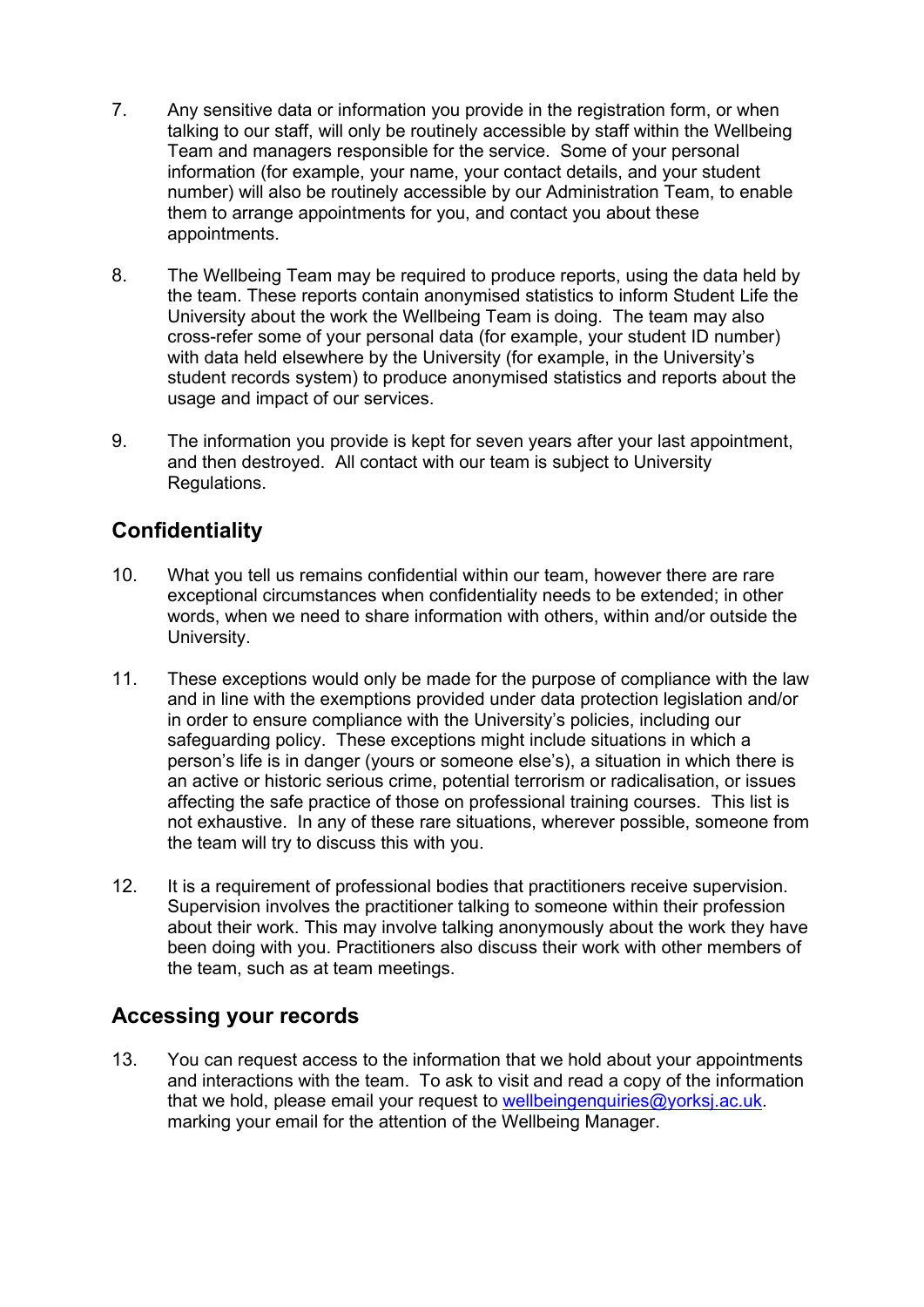7. Any sensitive data or information you provide in the registration form, or when talking to our staff, will only be routinely accessible by staff within the Wellbeing Team and managers responsible for the service. Some of your personal information (for example, your name, your contact details, and your student number) will also be routinely accessible by our Administration Team, to enable them to arrange appointments for you, and contact you about these appointments.

8. The Wellbeing Team may be required to produce reports, using the data held by the team. These reports contain anonymised statistics to inform Student Life the University about the work the Wellbeing Team is doing. The team may also cross-refer some of your personal data (for example, your student ID number) with data held elsewhere by the University (for example, in the University's student records system) to produce anonymised statistics and reports about the usage and impact of our services.

9. The information you provide is kept for seven years after your last appointment, and then destroyed. All contact with our team is subject to University Regulations.

## Confidentiality

10. What you tell us remains confidential within our team, however there are rare exceptional circumstances when confidentiality needs to be extended; in other words, when we need to share information with others, within and/or outside the University.

11. These exceptions would only be made for the purpose of compliance with the law and in line with the exemptions provided under data protection legislation and/or in order to ensure compliance with the University's policies, including our safeguarding policy. These exceptions might include situations in which a person's life is in danger (yours or someone else's), a situation in which there is an active or historic serious crime, potential terrorism or radicalisation, or issues affecting the safe practice of those on professional training courses. This list is not exhaustive. In any of these rare situations, wherever possible, someone from the team will try to discuss this with you.

12. It is a requirement of professional bodies that practitioners receive supervision. Supervision involves the practitioner talking to someone within their profession about their work. This may involve talking anonymously about the work they have been doing with you. Practitioners also discuss their work with other members of the team, such as at team meetings.

## Accessing your records

13. You can request access to the information that we hold about your appointments and interactions with the team. To ask to visit and read a copy of the information that we hold, please email your request to wellbeingenquiries@yorksj.ac.uk. marking your email for the attention of the Wellbeing Manager.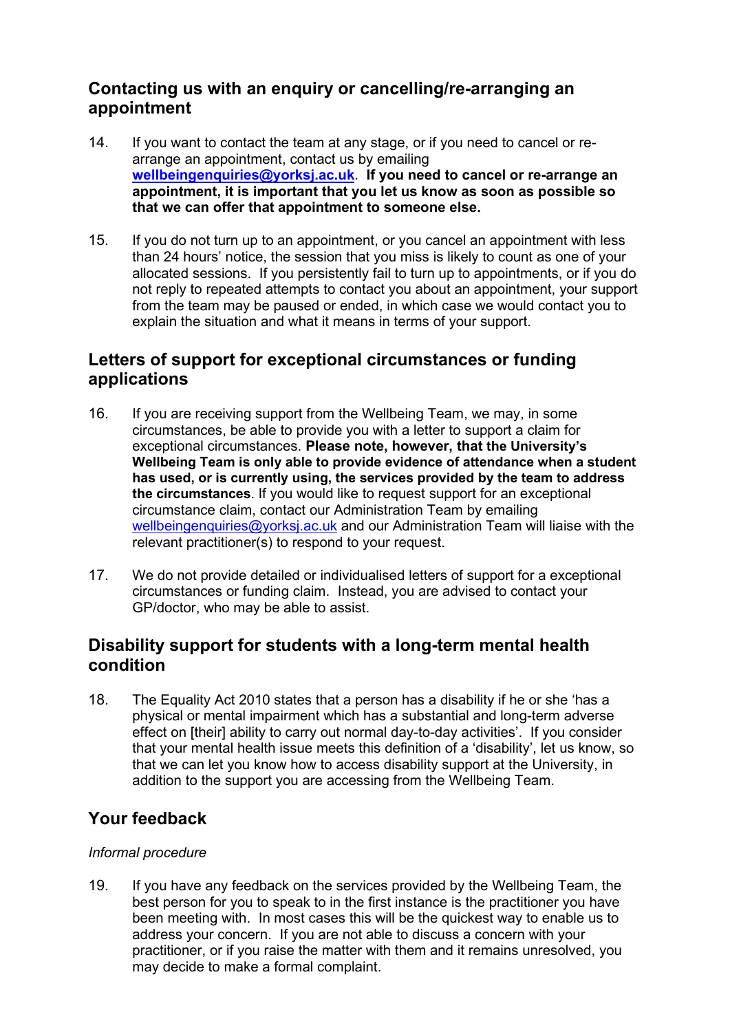## Contacting us with an enquiry or cancelling/re-arranging an appointment

14. If you want to contact the team at any stage, or if you need to cancel or re-arrange an appointment, contact us by emailing **wellbeingenquiries@yorksj.ac.uk**. **If you need to cancel or re-arrange an appointment, it is important that you let us know as soon as possible so that we can offer that appointment to someone else.**

15. If you do not turn up to an appointment, or you cancel an appointment with less than 24 hours' notice, the session that you miss is likely to count as one of your allocated sessions. If you persistently fail to turn up to appointments, or if you do not reply to repeated attempts to contact you about an appointment, your support from the team may be paused or ended, in which case we would contact you to explain the situation and what it means in terms of your support.

## Letters of support for exceptional circumstances or funding applications

16. If you are receiving support from the Wellbeing Team, we may, in some circumstances, be able to provide you with a letter to support a claim for exceptional circumstances. **Please note, however, that the University's Wellbeing Team is only able to provide evidence of attendance when a student has used, or is currently using, the services provided by the team to address the circumstances**. If you would like to request support for an exceptional circumstance claim, contact our Administration Team by emailing wellbeingenquiries@yorksj.ac.uk and our Administration Team will liaise with the relevant practitioner(s) to respond to your request.

17. We do not provide detailed or individualised letters of support for a exceptional circumstances or funding claim. Instead, you are advised to contact your GP/doctor, who may be able to assist.

## Disability support for students with a long-term mental health condition

18. The Equality Act 2010 states that a person has a disability if he or she 'has a physical or mental impairment which has a substantial and long-term adverse effect on [their] ability to carry out normal day-to-day activities'. If you consider that your mental health issue meets this definition of a 'disability', let us know, so that we can let you know how to access disability support at the University, in addition to the support you are accessing from the Wellbeing Team.

## Your feedback

*Informal procedure*

19. If you have any feedback on the services provided by the Wellbeing Team, the best person for you to speak to in the first instance is the practitioner you have been meeting with. In most cases this will be the quickest way to enable us to address your concern. If you are not able to discuss a concern with your practitioner, or if you raise the matter with them and it remains unresolved, you may decide to make a formal complaint.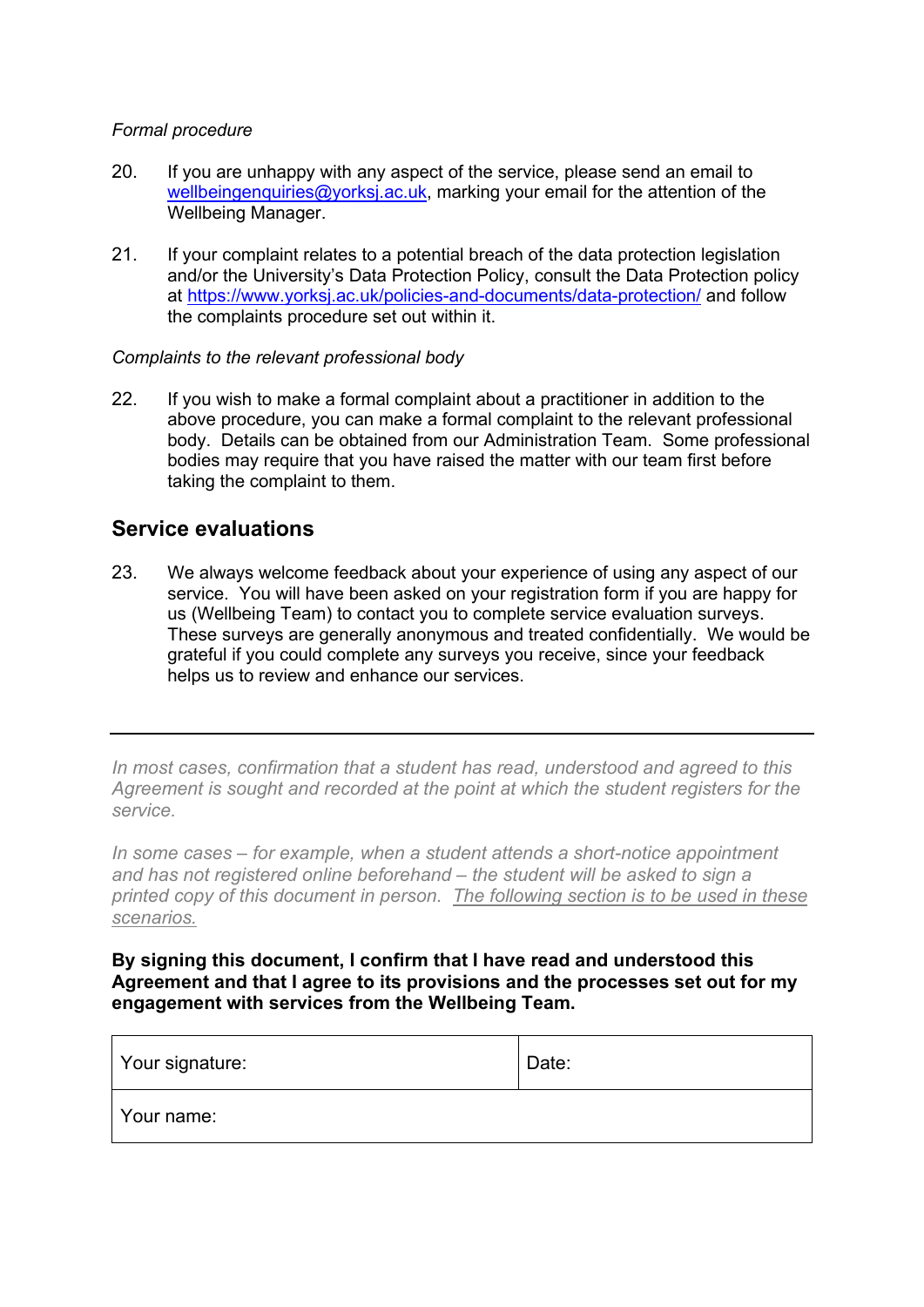*Formal procedure*

20. If you are unhappy with any aspect of the service, please send an email to wellbeingenquiries@yorksj.ac.uk, marking your email for the attention of the Wellbeing Manager.

21. If your complaint relates to a potential breach of the data protection legislation and/or the University's Data Protection Policy, consult the Data Protection policy at https://www.yorksj.ac.uk/policies-and-documents/data-protection/ and follow the complaints procedure set out within it.

*Complaints to the relevant professional body*

22. If you wish to make a formal complaint about a practitioner in addition to the above procedure, you can make a formal complaint to the relevant professional body. Details can be obtained from our Administration Team. Some professional bodies may require that you have raised the matter with our team first before taking the complaint to them.

## Service evaluations

23. We always welcome feedback about your experience of using any aspect of our service. You will have been asked on your registration form if you are happy for us (Wellbeing Team) to contact you to complete service evaluation surveys. These surveys are generally anonymous and treated confidentially. We would be grateful if you could complete any surveys you receive, since your feedback helps us to review and enhance our services.

---

*In most cases, confirmation that a student has read, understood and agreed to this Agreement is sought and recorded at the point at which the student registers for the service.*

*In some cases – for example, when a student attends a short-notice appointment and has not registered online beforehand – the student will be asked to sign a printed copy of this document in person. The following section is to be used in these scenarios.*

**By signing this document, I confirm that I have read and understood this Agreement and that I agree to its provisions and the processes set out for my engagement with services from the Wellbeing Team.**

| | |
|---|---|
| Your signature: | Date: |
| Your name: | |